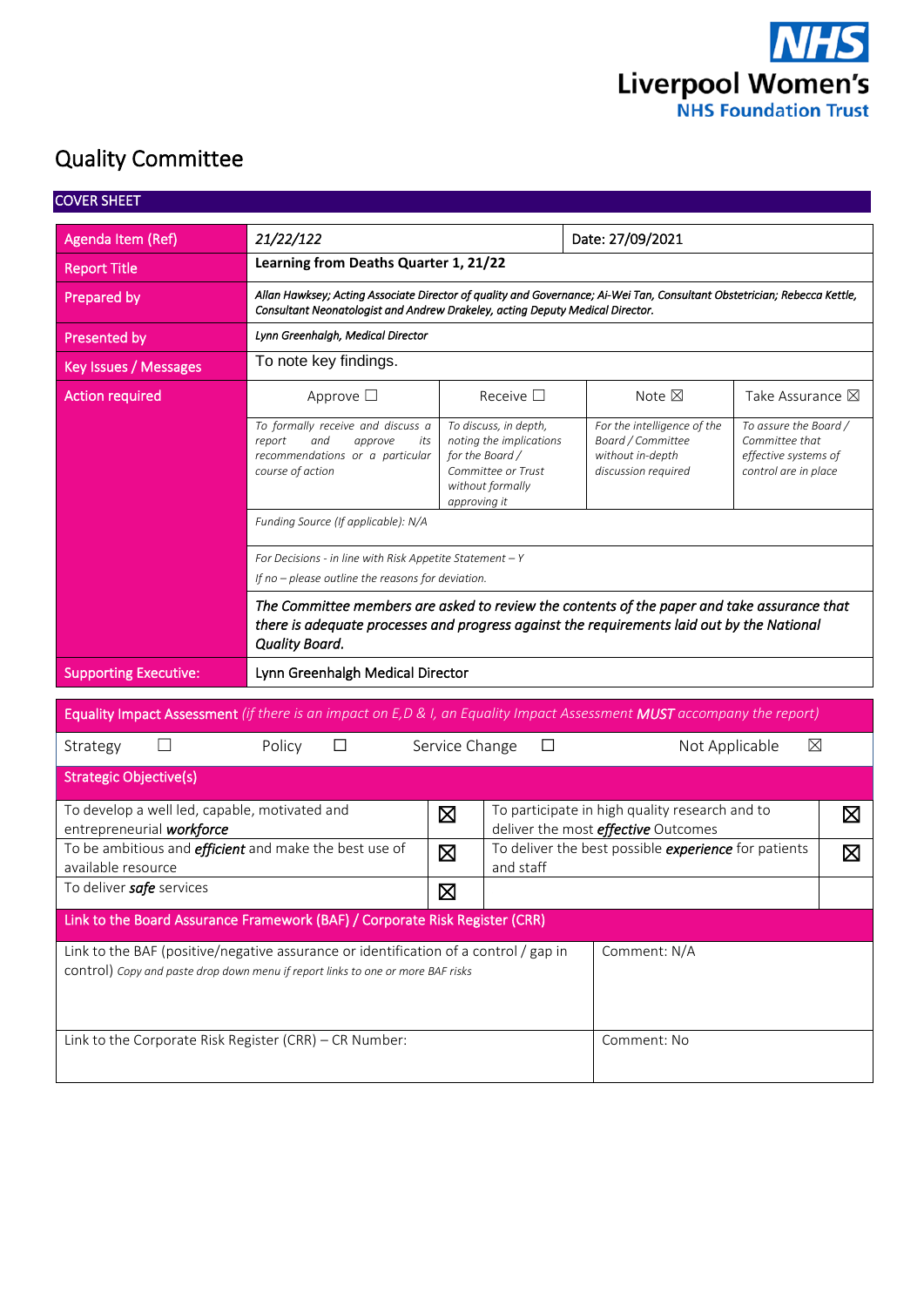NHS
Liverpool Women's
NHS Foundation Trust

# Quality Committee

## COVER SHEET

| Agenda Item (Ref) | *21/22/122* | | Date: 27/09/2021 | |
|---|---|---|---|---|
| Report Title | **Learning from Deaths Quarter 1, 21/22** | | | |
| Prepared by | ***Allan Hawksey; Acting Associate Director of quality and Governance; Ai-Wei Tan, Consultant Obstetrician; Rebecca Kettle, Consultant Neonatologist and Andrew Drakeley, acting Deputy Medical Director.*** | | | |
| Presented by | *Lynn Greenhalgh, Medical Director* | | | |
| Key Issues / Messages | To note key findings. | | | |
| Action required | Approve ☐ | Receive ☐ | Note ☒ | Take Assurance ☒ |
| | *To formally receive and discuss a report and approve its recommendations or a particular course of action* | *To discuss, in depth, noting the implications for the Board / Committee or Trust without formally approving it* | *For the intelligence of the Board / Committee without in-depth discussion required* | *To assure the Board / Committee that effective systems of control are in place* |
| | *Funding Source (If applicable): N/A* | | | |
| | *For Decisions - in line with Risk Appetite Statement – Y*<br>*If no – please outline the reasons for deviation.* | | | |
| | ***The Committee members are asked to review the contents of the paper and take assurance that there is adequate processes and progress against the requirements laid out by the National Quality Board.*** | | | |
| Supporting Executive: | Lynn Greenhalgh Medical Director | | | |

| Equality Impact Assessment *(if there is an impact on E,D & I, an Equality Impact Assessment **MUST** accompany the report)* | | | |
|---|---|---|---|
| Strategy ☐ | Policy ☐ | Service Change ☐ | Not Applicable ☒ |

| Strategic Objective(s) | | | |
|---|---|---|---|
| To develop a well led, capable, motivated and entrepreneurial ***workforce*** | ☒ | To participate in high quality research and to deliver the most ***effective*** Outcomes | ☒ |
| To be ambitious and ***efficient*** and make the best use of available resource | ☒ | To deliver the best possible ***experience*** for patients and staff | ☒ |
| To deliver ***safe*** services | ☒ | | |

| Link to the Board Assurance Framework (BAF) / Corporate Risk Register (CRR) | |
|---|---|
| Link to the BAF (positive/negative assurance or identification of a control / gap in control) *Copy and paste drop down menu if report links to one or more BAF risks* | Comment: N/A |
| Link to the Corporate Risk Register (CRR) – CR Number: | Comment: No |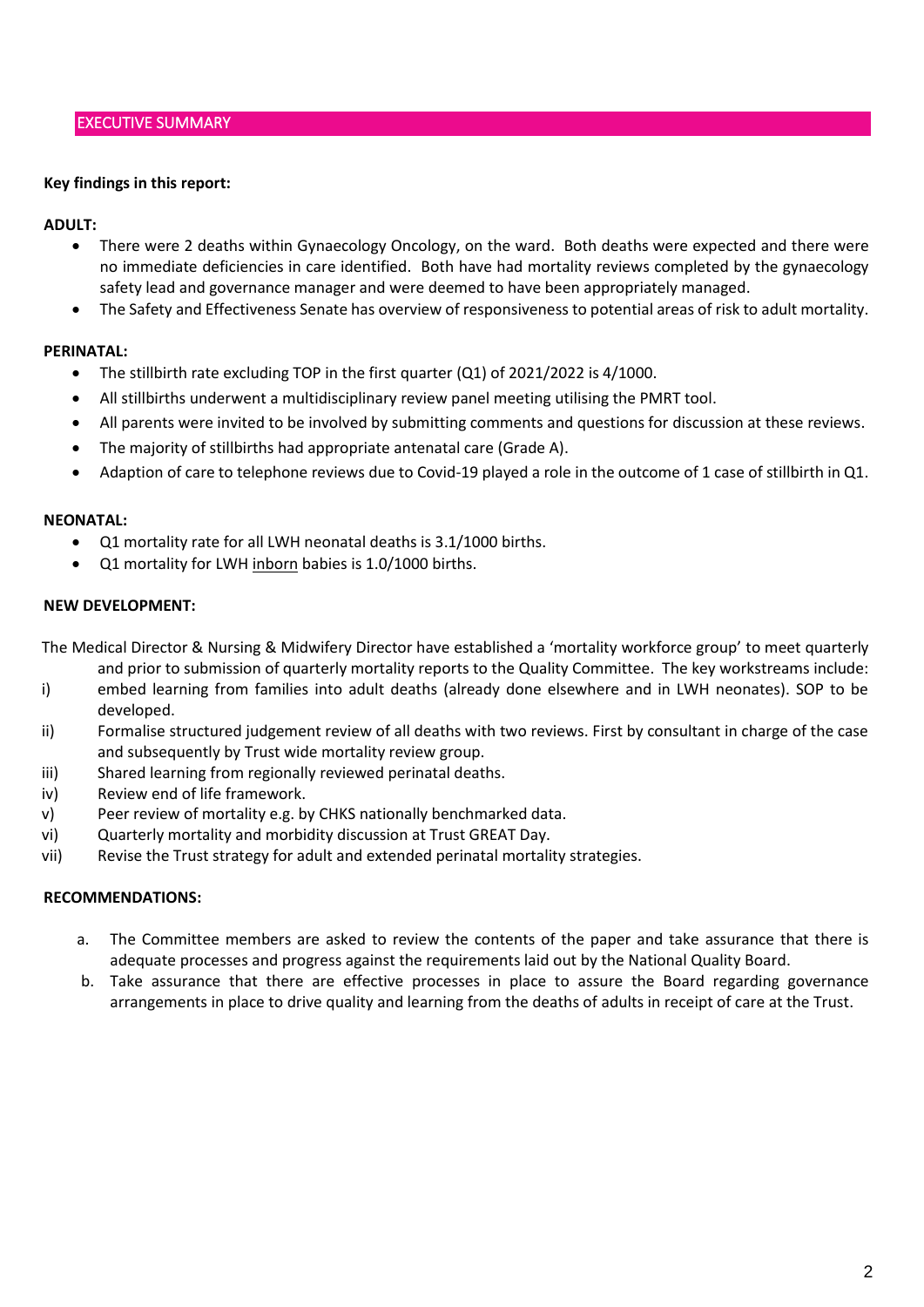## EXECUTIVE SUMMARY

**Key findings in this report:**

**ADULT:**

- There were 2 deaths within Gynaecology Oncology, on the ward. Both deaths were expected and there were no immediate deficiencies in care identified. Both have had mortality reviews completed by the gynaecology safety lead and governance manager and were deemed to have been appropriately managed.
- The Safety and Effectiveness Senate has overview of responsiveness to potential areas of risk to adult mortality.

**PERINATAL:**

- The stillbirth rate excluding TOP in the first quarter (Q1) of 2021/2022 is 4/1000.
- All stillbirths underwent a multidisciplinary review panel meeting utilising the PMRT tool.
- All parents were invited to be involved by submitting comments and questions for discussion at these reviews.
- The majority of stillbirths had appropriate antenatal care (Grade A).
- Adaption of care to telephone reviews due to Covid-19 played a role in the outcome of 1 case of stillbirth in Q1.

**NEONATAL:**

- Q1 mortality rate for all LWH neonatal deaths is 3.1/1000 births.
- Q1 mortality for LWH <u>inborn</u> babies is 1.0/1000 births.

**NEW DEVELOPMENT:**

The Medical Director & Nursing & Midwifery Director have established a 'mortality workforce group' to meet quarterly and prior to submission of quarterly mortality reports to the Quality Committee. The key workstreams include:

i) embed learning from families into adult deaths (already done elsewhere and in LWH neonates). SOP to be developed.
ii) Formalise structured judgement review of all deaths with two reviews. First by consultant in charge of the case and subsequently by Trust wide mortality review group.
iii) Shared learning from regionally reviewed perinatal deaths.
iv) Review end of life framework.
v) Peer review of mortality e.g. by CHKS nationally benchmarked data.
vi) Quarterly mortality and morbidity discussion at Trust GREAT Day.
vii) Revise the Trust strategy for adult and extended perinatal mortality strategies.

**RECOMMENDATIONS:**

a. The Committee members are asked to review the contents of the paper and take assurance that there is adequate processes and progress against the requirements laid out by the National Quality Board.
b. Take assurance that there are effective processes in place to assure the Board regarding governance arrangements in place to drive quality and learning from the deaths of adults in receipt of care at the Trust.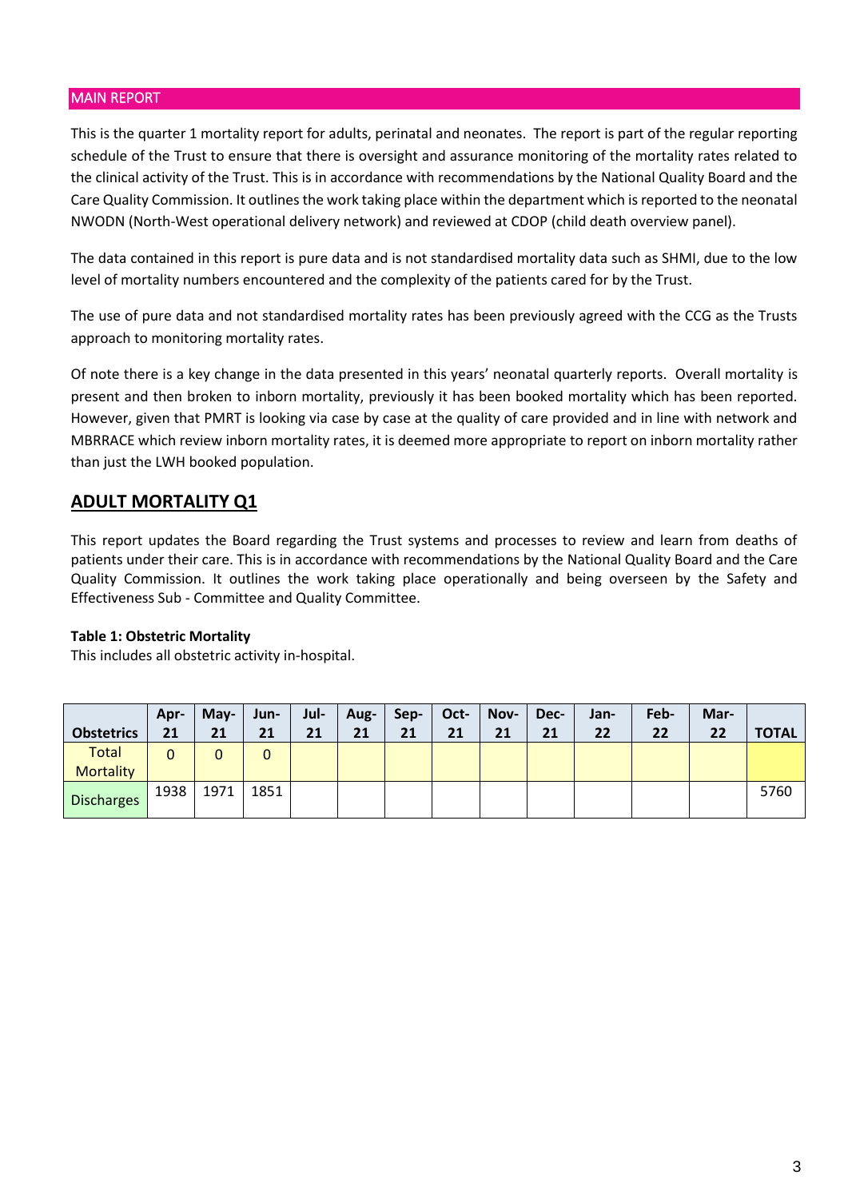## MAIN REPORT

This is the quarter 1 mortality report for adults, perinatal and neonates. The report is part of the regular reporting schedule of the Trust to ensure that there is oversight and assurance monitoring of the mortality rates related to the clinical activity of the Trust. This is in accordance with recommendations by the National Quality Board and the Care Quality Commission. It outlines the work taking place within the department which is reported to the neonatal NWODN (North-West operational delivery network) and reviewed at CDOP (child death overview panel).

The data contained in this report is pure data and is not standardised mortality data such as SHMI, due to the low level of mortality numbers encountered and the complexity of the patients cared for by the Trust.

The use of pure data and not standardised mortality rates has been previously agreed with the CCG as the Trusts approach to monitoring mortality rates.

Of note there is a key change in the data presented in this years' neonatal quarterly reports. Overall mortality is present and then broken to inborn mortality, previously it has been booked mortality which has been reported. However, given that PMRT is looking via case by case at the quality of care provided and in line with network and MBRRACE which review inborn mortality rates, it is deemed more appropriate to report on inborn mortality rather than just the LWH booked population.

## ADULT MORTALITY Q1

This report updates the Board regarding the Trust systems and processes to review and learn from deaths of patients under their care. This is in accordance with recommendations by the National Quality Board and the Care Quality Commission. It outlines the work taking place operationally and being overseen by the Safety and Effectiveness Sub - Committee and Quality Committee.

**Table 1: Obstetric Mortality**

This includes all obstetric activity in-hospital.

| Obstetrics | Apr-21 | May-21 | Jun-21 | Jul-21 | Aug-21 | Sep-21 | Oct-21 | Nov-21 | Dec-21 | Jan-22 | Feb-22 | Mar-22 | TOTAL |
|---|---|---|---|---|---|---|---|---|---|---|---|---|---|
| Total Mortality | 0 | 0 | 0 | | | | | | | | | | |
| Discharges | 1938 | 1971 | 1851 | | | | | | | | | | 5760 |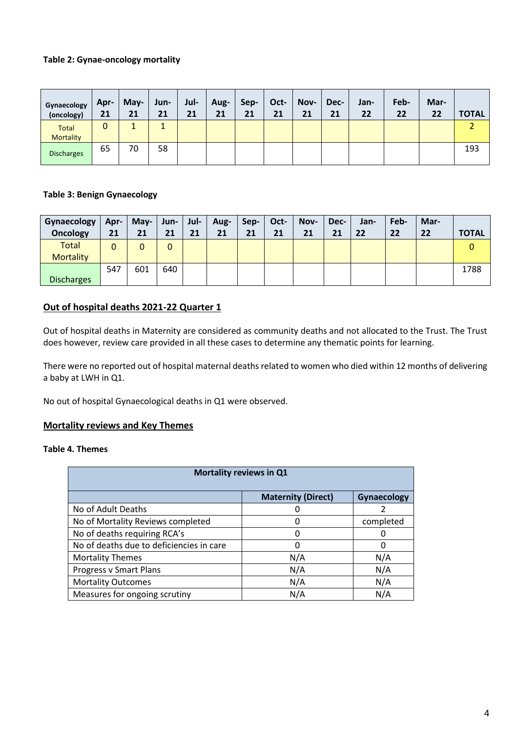**Table 2: Gynae-oncology mortality**

| Gynaecology (oncology) | Apr-21 | May-21 | Jun-21 | Jul-21 | Aug-21 | Sep-21 | Oct-21 | Nov-21 | Dec-21 | Jan-22 | Feb-22 | Mar-22 | TOTAL |
|---|---|---|---|---|---|---|---|---|---|---|---|---|---|
| Total Mortality | 0 | 1 | 1 | | | | | | | | | | 2 |
| Discharges | 65 | 70 | 58 | | | | | | | | | | 193 |

**Table 3: Benign Gynaecology**

| Gynaecology Oncology | Apr-21 | May-21 | Jun-21 | Jul-21 | Aug-21 | Sep-21 | Oct-21 | Nov-21 | Dec-21 | Jan-22 | Feb-22 | Mar-22 | TOTAL |
|---|---|---|---|---|---|---|---|---|---|---|---|---|---|
| Total Mortality | 0 | 0 | 0 | | | | | | | | | | 0 |
| Discharges | 547 | 601 | 640 | | | | | | | | | | 1788 |

## Out of hospital deaths 2021-22 Quarter 1

Out of hospital deaths in Maternity are considered as community deaths and not allocated to the Trust. The Trust does however, review care provided in all these cases to determine any thematic points for learning.

There were no reported out of hospital maternal deaths related to women who died within 12 months of delivering a baby at LWH in Q1.

No out of hospital Gynaecological deaths in Q1 were observed.

## Mortality reviews and Key Themes

**Table 4. Themes**

| Mortality reviews in Q1 | | |
|---|---|---|
| | **Maternity (Direct)** | **Gynaecology** |
| No of Adult Deaths | 0 | 2 |
| No of Mortality Reviews completed | 0 | completed |
| No of deaths requiring RCA's | 0 | 0 |
| No of deaths due to deficiencies in care | 0 | 0 |
| Mortality Themes | N/A | N/A |
| Progress v Smart Plans | N/A | N/A |
| Mortality Outcomes | N/A | N/A |
| Measures for ongoing scrutiny | N/A | N/A |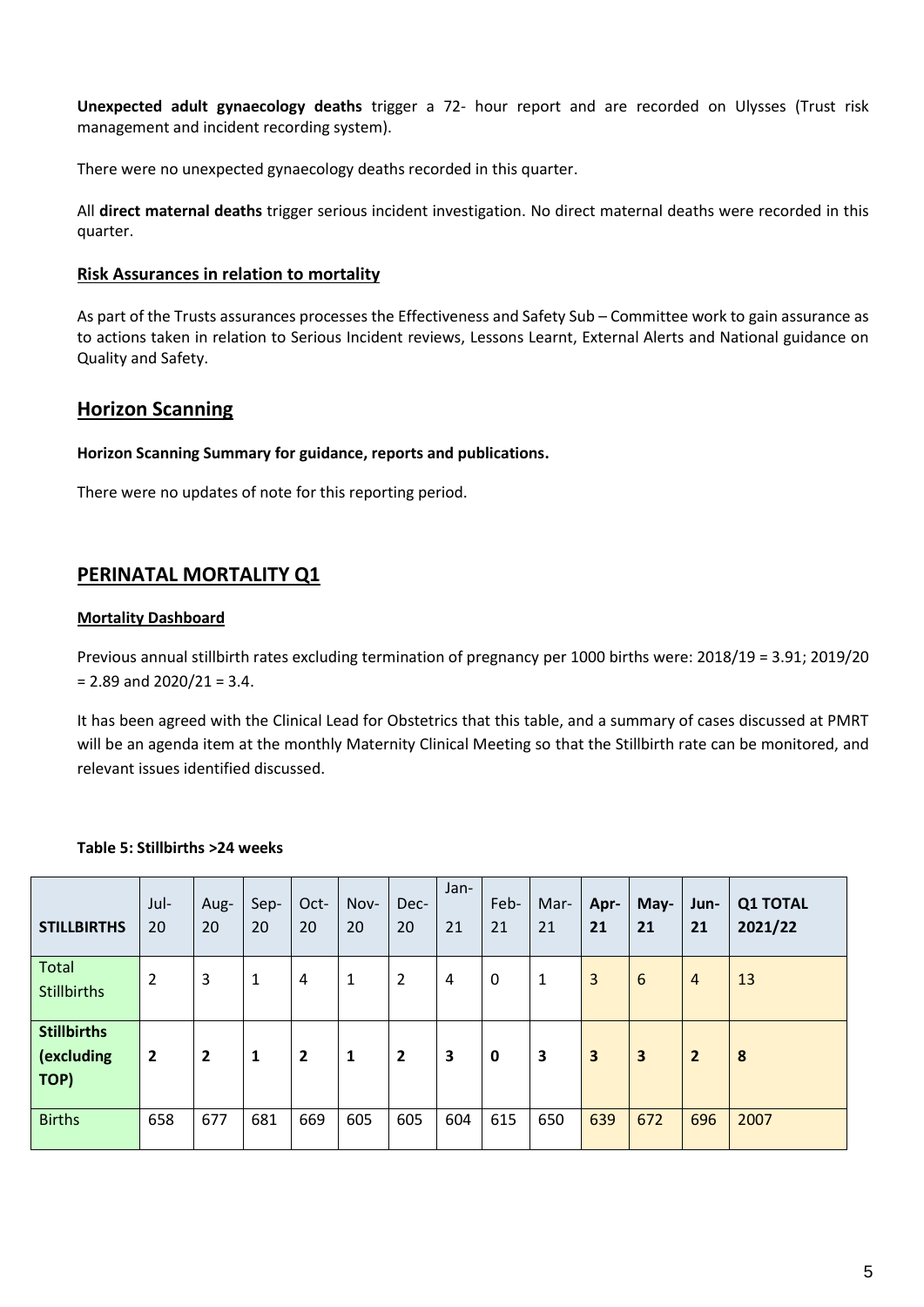**Unexpected adult gynaecology deaths** trigger a 72- hour report and are recorded on Ulysses (Trust risk management and incident recording system).

There were no unexpected gynaecology deaths recorded in this quarter.

All **direct maternal deaths** trigger serious incident investigation. No direct maternal deaths were recorded in this quarter.

**Risk Assurances in relation to mortality**

As part of the Trusts assurances processes the Effectiveness and Safety Sub – Committee work to gain assurance as to actions taken in relation to Serious Incident reviews, Lessons Learnt, External Alerts and National guidance on Quality and Safety.

## Horizon Scanning

**Horizon Scanning Summary for guidance, reports and publications.**

There were no updates of note for this reporting period.

## PERINATAL MORTALITY Q1

**Mortality Dashboard**

Previous annual stillbirth rates excluding termination of pregnancy per 1000 births were: 2018/19 = 3.91; 2019/20 = 2.89 and 2020/21 = 3.4.

It has been agreed with the Clinical Lead for Obstetrics that this table, and a summary of cases discussed at PMRT will be an agenda item at the monthly Maternity Clinical Meeting so that the Stillbirth rate can be monitored, and relevant issues identified discussed.

**Table 5: Stillbirths >24 weeks**

| **STILLBIRTHS** | Jul-20 | Aug-20 | Sep-20 | Oct-20 | Nov-20 | Dec-20 | Jan-21 | Feb-21 | Mar-21 | **Apr-21** | **May-21** | **Jun-21** | **Q1 TOTAL 2021/22** |
|---|---|---|---|---|---|---|---|---|---|---|---|---|---|
| Total Stillbirths | 2 | 3 | 1 | 4 | 1 | 2 | 4 | 0 | 1 | 3 | 6 | 4 | 13 |
| **Stillbirths (excluding TOP)** | **2** | **2** | **1** | **2** | **1** | **2** | **3** | **0** | **3** | **3** | **3** | **2** | **8** |
| Births | 658 | 677 | 681 | 669 | 605 | 605 | 604 | 615 | 650 | 639 | 672 | 696 | 2007 |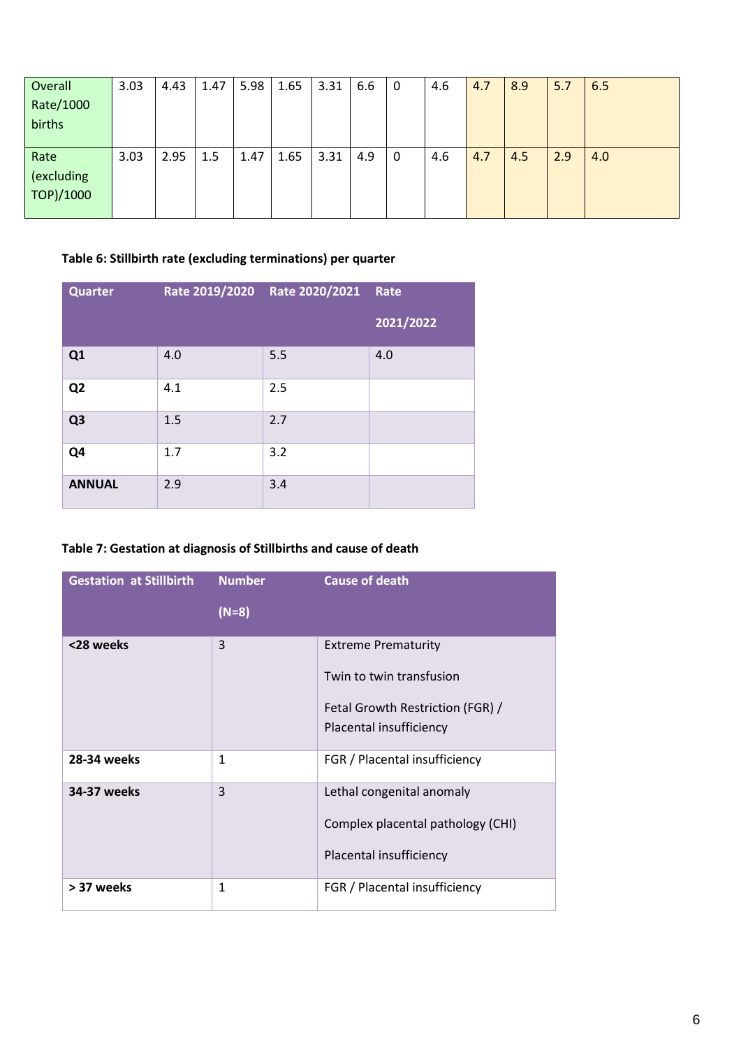| Overall Rate/1000 births | 3.03 | 4.43 | 1.47 | 5.98 | 1.65 | 3.31 | 6.6 | 0 | 4.6 | 4.7 | 8.9 | 5.7 | 6.5 |
|---|---|---|---|---|---|---|---|---|---|---|---|---|---|
| Rate (excluding TOP)/1000 | 3.03 | 2.95 | 1.5 | 1.47 | 1.65 | 3.31 | 4.9 | 0 | 4.6 | 4.7 | 4.5 | 2.9 | 4.0 |

**Table 6: Stillbirth rate (excluding terminations) per quarter**

| Quarter | Rate 2019/2020 | Rate 2020/2021 | Rate 2021/2022 |
|---|---|---|---|
| **Q1** | 4.0 | 5.5 | 4.0 |
| **Q2** | 4.1 | 2.5 | |
| **Q3** | 1.5 | 2.7 | |
| **Q4** | 1.7 | 3.2 | |
| **ANNUAL** | 2.9 | 3.4 | |

**Table 7: Gestation at diagnosis of Stillbirths and cause of death**

| Gestation at Stillbirth | Number (N=8) | Cause of death |
|---|---|---|
| **<28 weeks** | 3 | Extreme Prematurity<br>Twin to twin transfusion<br>Fetal Growth Restriction (FGR) / Placental insufficiency |
| **28-34 weeks** | 1 | FGR / Placental insufficiency |
| **34-37 weeks** | 3 | Lethal congenital anomaly<br>Complex placental pathology (CHI)<br>Placental insufficiency |
| **> 37 weeks** | 1 | FGR / Placental insufficiency |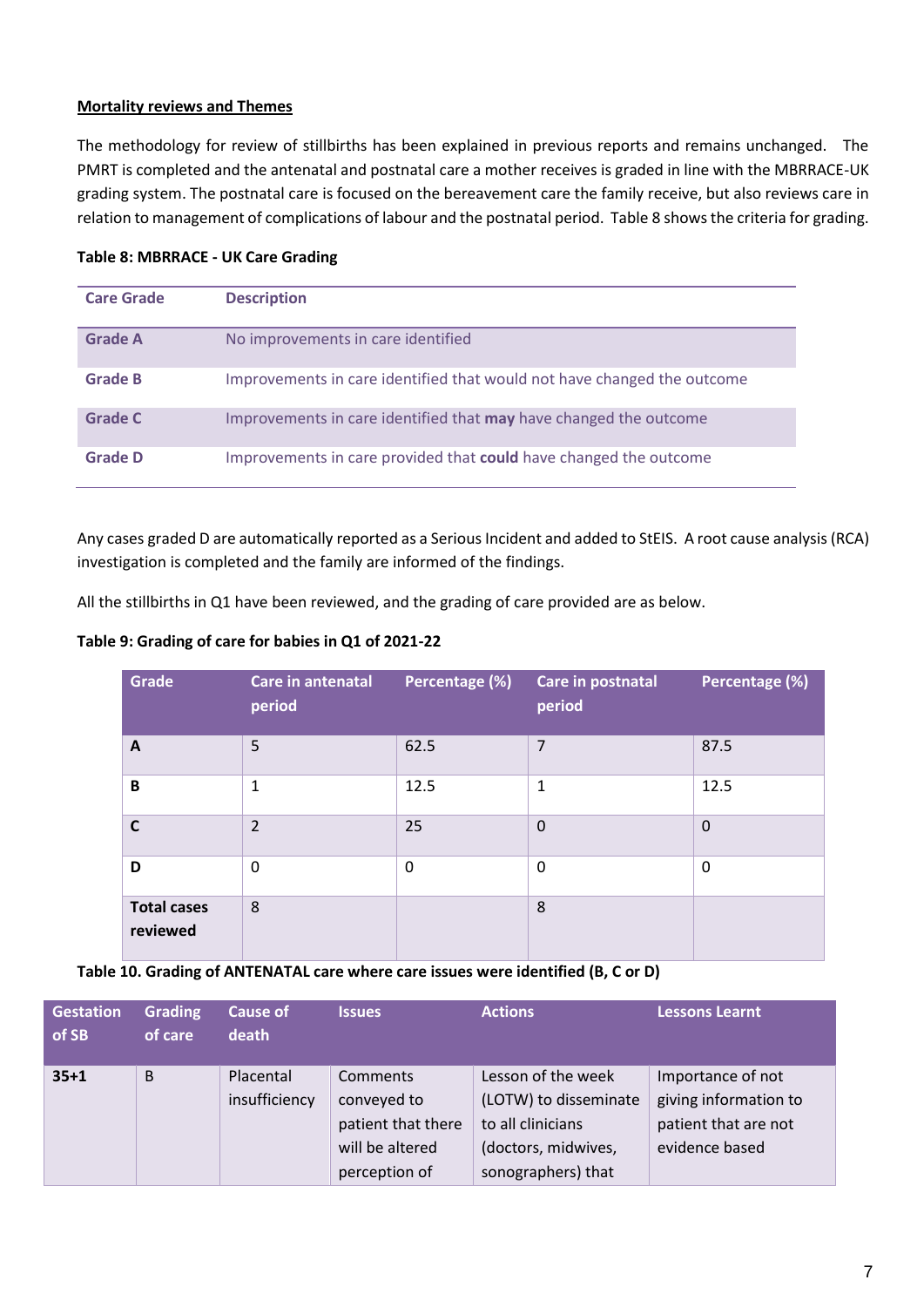**Mortality reviews and Themes**

The methodology for review of stillbirths has been explained in previous reports and remains unchanged. The PMRT is completed and the antenatal and postnatal care a mother receives is graded in line with the MBRRACE-UK grading system. The postnatal care is focused on the bereavement care the family receive, but also reviews care in relation to management of complications of labour and the postnatal period. Table 8 shows the criteria for grading.

**Table 8: MBRRACE - UK Care Grading**

| Care Grade | Description |
|---|---|
| Grade A | No improvements in care identified |
| Grade B | Improvements in care identified that would not have changed the outcome |
| Grade C | Improvements in care identified that **may** have changed the outcome |
| Grade D | Improvements in care provided that **could** have changed the outcome |

Any cases graded D are automatically reported as a Serious Incident and added to StEIS. A root cause analysis (RCA) investigation is completed and the family are informed of the findings.

All the stillbirths in Q1 have been reviewed, and the grading of care provided are as below.

**Table 9: Grading of care for babies in Q1 of 2021-22**

| Grade | Care in antenatal period | Percentage (%) | Care in postnatal period | Percentage (%) |
|---|---|---|---|---|
| **A** | 5 | 62.5 | 7 | 87.5 |
| **B** | 1 | 12.5 | 1 | 12.5 |
| **C** | 2 | 25 | 0 | 0 |
| **D** | 0 | 0 | 0 | 0 |
| **Total cases reviewed** | 8 | | 8 | |

**Table 10. Grading of ANTENATAL care where care issues were identified (B, C or D)**

| Gestation of SB | Grading of care | Cause of death | Issues | Actions | Lessons Learnt |
|---|---|---|---|---|---|
| **35+1** | B | Placental insufficiency | Comments conveyed to patient that there will be altered perception of | Lesson of the week (LOTW) to disseminate to all clinicians (doctors, midwives, sonographers) that | Importance of not giving information to patient that are not evidence based |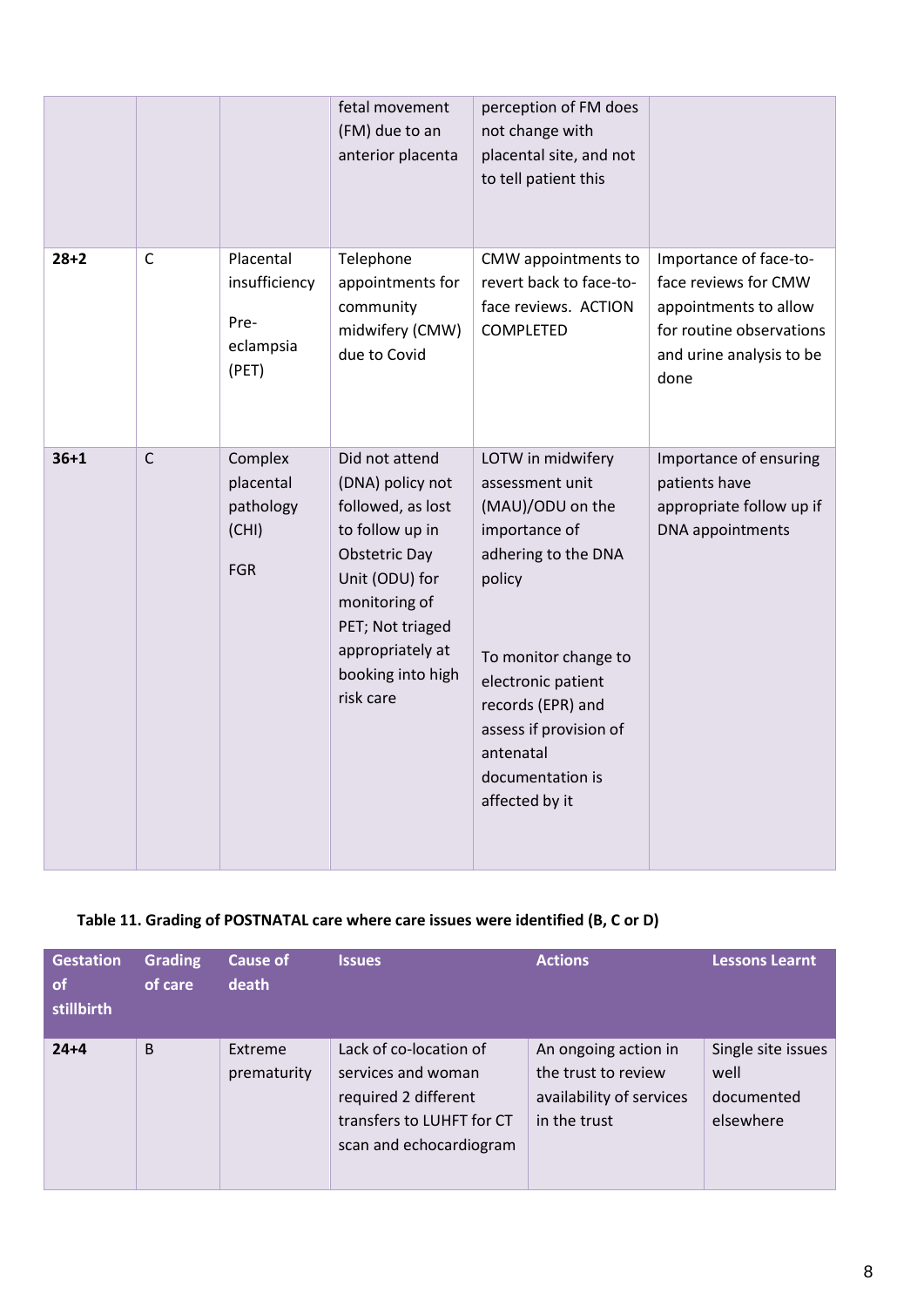| | | | fetal movement (FM) due to an anterior placenta | perception of FM does not change with placental site, and not to tell patient this | |
|---|---|---|---|---|---|
| **28+2** | C | Placental insufficiency<br><br>Pre-eclampsia (PET) | Telephone appointments for community midwifery (CMW) due to Covid | CMW appointments to revert back to face-to-face reviews. ACTION COMPLETED | Importance of face-to-face reviews for CMW appointments to allow for routine observations and urine analysis to be done |
| **36+1** | C | Complex placental pathology (CHI)<br><br>FGR | Did not attend (DNA) policy not followed, as lost to follow up in Obstetric Day Unit (ODU) for monitoring of PET; Not triaged appropriately at booking into high risk care | LOTW in midwifery assessment unit (MAU)/ODU on the importance of adhering to the DNA policy<br><br>To monitor change to electronic patient records (EPR) and assess if provision of antenatal documentation is affected by it | Importance of ensuring patients have appropriate follow up if DNA appointments |

**Table 11. Grading of POSTNATAL care where care issues were identified (B, C or D)**

| Gestation of stillbirth | Grading of care | Cause of death | Issues | Actions | Lessons Learnt |
|---|---|---|---|---|---|
| **24+4** | B | Extreme prematurity | Lack of co-location of services and woman required 2 different transfers to LUHFT for CT scan and echocardiogram | An ongoing action in the trust to review availability of services in the trust | Single site issues well documented elsewhere |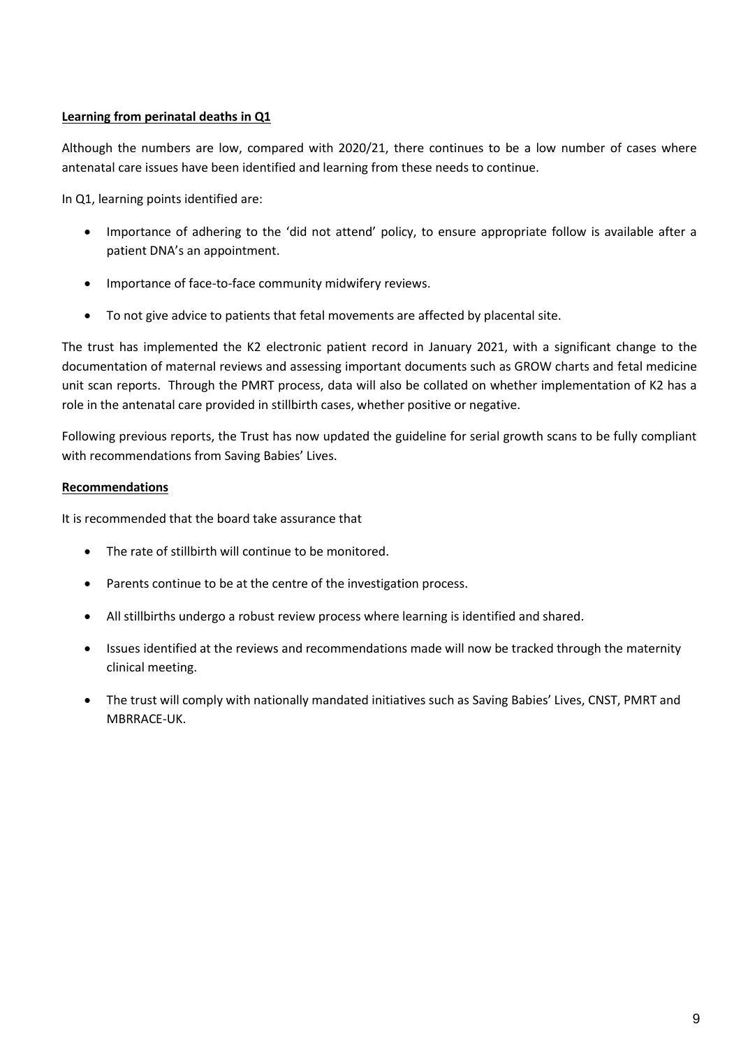**Learning from perinatal deaths in Q1**

Although the numbers are low, compared with 2020/21, there continues to be a low number of cases where antenatal care issues have been identified and learning from these needs to continue.

In Q1, learning points identified are:

- Importance of adhering to the 'did not attend' policy, to ensure appropriate follow is available after a patient DNA's an appointment.
- Importance of face-to-face community midwifery reviews.
- To not give advice to patients that fetal movements are affected by placental site.

The trust has implemented the K2 electronic patient record in January 2021, with a significant change to the documentation of maternal reviews and assessing important documents such as GROW charts and fetal medicine unit scan reports. Through the PMRT process, data will also be collated on whether implementation of K2 has a role in the antenatal care provided in stillbirth cases, whether positive or negative.

Following previous reports, the Trust has now updated the guideline for serial growth scans to be fully compliant with recommendations from Saving Babies' Lives.

**Recommendations**

It is recommended that the board take assurance that

- The rate of stillbirth will continue to be monitored.
- Parents continue to be at the centre of the investigation process.
- All stillbirths undergo a robust review process where learning is identified and shared.
- Issues identified at the reviews and recommendations made will now be tracked through the maternity clinical meeting.
- The trust will comply with nationally mandated initiatives such as Saving Babies' Lives, CNST, PMRT and MBRRACE-UK.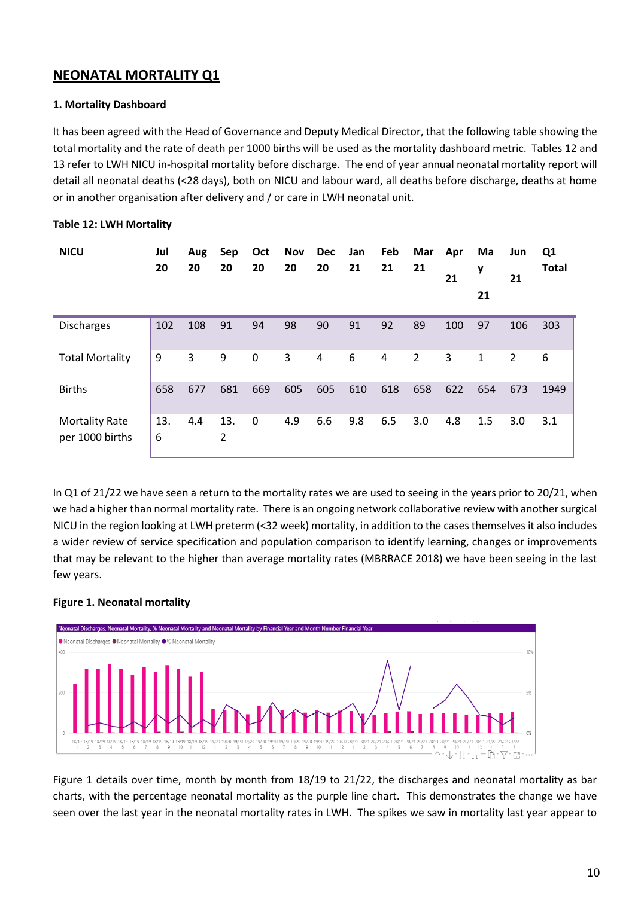## NEONATAL MORTALITY Q1

### 1. Mortality Dashboard

It has been agreed with the Head of Governance and Deputy Medical Director, that the following table showing the total mortality and the rate of death per 1000 births will be used as the mortality dashboard metric. Tables 12 and 13 refer to LWH NICU in-hospital mortality before discharge. The end of year annual neonatal mortality report will detail all neonatal deaths (<28 days), both on NICU and labour ward, all deaths before discharge, deaths at home or in another organisation after delivery and / or care in LWH neonatal unit.

**Table 12: LWH Mortality**

| NICU | Jul 20 | Aug 20 | Sep 20 | Oct 20 | Nov 20 | Dec 20 | Jan 21 | Feb 21 | Mar 21 | Apr 21 | May 21 | Jun 21 | Q1 Total |
|---|---|---|---|---|---|---|---|---|---|---|---|---|---|
| Discharges | 102 | 108 | 91 | 94 | 98 | 90 | 91 | 92 | 89 | 100 | 97 | 106 | 303 |
| Total Mortality | 9 | 3 | 9 | 0 | 3 | 4 | 6 | 4 | 2 | 3 | 1 | 2 | 6 |
| Births | 658 | 677 | 681 | 669 | 605 | 605 | 610 | 618 | 658 | 622 | 654 | 673 | 1949 |
| Mortality Rate per 1000 births | 13.6 | 4.4 | 13.2 | 0 | 4.9 | 6.6 | 9.8 | 6.5 | 3.0 | 4.8 | 1.5 | 3.0 | 3.1 |

In Q1 of 21/22 we have seen a return to the mortality rates we are used to seeing in the years prior to 20/21, when we had a higher than normal mortality rate. There is an ongoing network collaborative review with another surgical NICU in the region looking at LWH preterm (<32 week) mortality, in addition to the cases themselves it also includes a wider review of service specification and population comparison to identify learning, changes or improvements that may be relevant to the higher than average mortality rates (MBRRACE 2018) we have been seeing in the last few years.

**Figure 1. Neonatal mortality**

Figure 1 details over time, month by month from 18/19 to 21/22, the discharges and neonatal mortality as bar charts, with the percentage neonatal mortality as the purple line chart. This demonstrates the change we have seen over the last year in the neonatal mortality rates in LWH. The spikes we saw in mortality last year appear to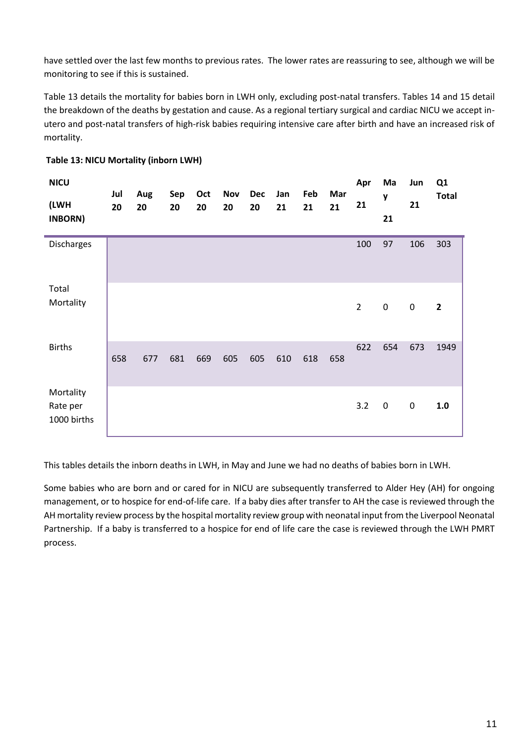have settled over the last few months to previous rates. The lower rates are reassuring to see, although we will be monitoring to see if this is sustained.

Table 13 details the mortality for babies born in LWH only, excluding post-natal transfers. Tables 14 and 15 detail the breakdown of the deaths by gestation and cause. As a regional tertiary surgical and cardiac NICU we accept in-utero and post-natal transfers of high-risk babies requiring intensive care after birth and have an increased risk of mortality.

**Table 13: NICU Mortality (inborn LWH)**

| NICU (LWH INBORN) | Jul 20 | Aug 20 | Sep 20 | Oct 20 | Nov 20 | Dec 20 | Jan 21 | Feb 21 | Mar 21 | Apr 21 | May 21 | Jun 21 | Q1 Total |
|---|---|---|---|---|---|---|---|---|---|---|---|---|---|
| Discharges | | | | | | | | | | 100 | 97 | 106 | 303 |
| Total Mortality | | | | | | | | | | 2 | 0 | 0 | **2** |
| Births | 658 | 677 | 681 | 669 | 605 | 605 | 610 | 618 | 658 | 622 | 654 | 673 | 1949 |
| Mortality Rate per 1000 births | | | | | | | | | | 3.2 | 0 | 0 | **1.0** |

This tables details the inborn deaths in LWH, in May and June we had no deaths of babies born in LWH.

Some babies who are born and or cared for in NICU are subsequently transferred to Alder Hey (AH) for ongoing management, or to hospice for end-of-life care. If a baby dies after transfer to AH the case is reviewed through the AH mortality review process by the hospital mortality review group with neonatal input from the Liverpool Neonatal Partnership. If a baby is transferred to a hospice for end of life care the case is reviewed through the LWH PMRT process.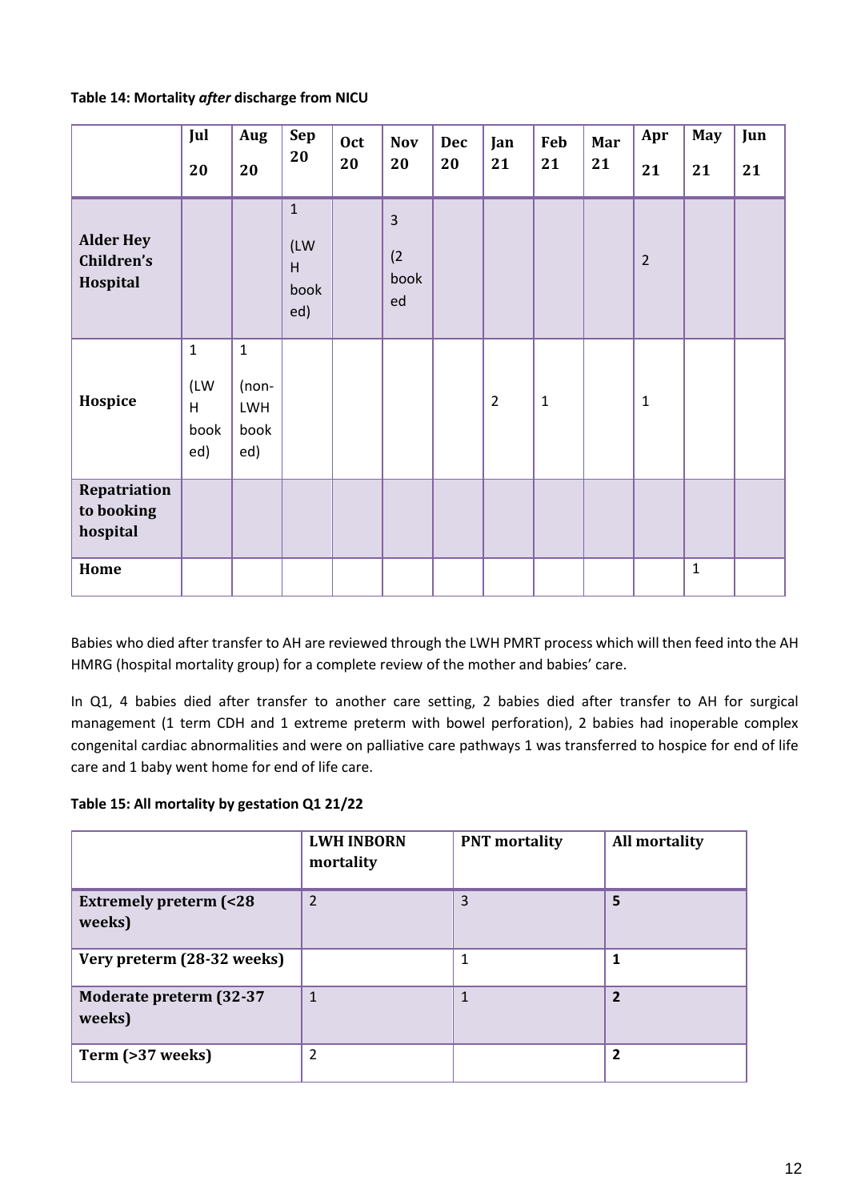**Table 14: Mortality *after* discharge from NICU**

| | Jul 20 | Aug 20 | Sep 20 | Oct 20 | Nov 20 | Dec 20 | Jan 21 | Feb 21 | Mar 21 | Apr 21 | May 21 | Jun 21 |
|---|---|---|---|---|---|---|---|---|---|---|---|---|
| **Alder Hey Children's Hospital** | | | 1 (LWH booked) | | 3 (2 booked | | | | | 2 | | |
| **Hospice** | 1 (LWH booked) | 1 (non-LWH booked) | | | | | 2 | 1 | | 1 | | |
| **Repatriation to booking hospital** | | | | | | | | | | | | |
| **Home** | | | | | | | | | | | 1 | |

Babies who died after transfer to AH are reviewed through the LWH PMRT process which will then feed into the AH HMRG (hospital mortality group) for a complete review of the mother and babies' care.

In Q1, 4 babies died after transfer to another care setting, 2 babies died after transfer to AH for surgical management (1 term CDH and 1 extreme preterm with bowel perforation), 2 babies had inoperable complex congenital cardiac abnormalities and were on palliative care pathways 1 was transferred to hospice for end of life care and 1 baby went home for end of life care.

**Table 15: All mortality by gestation Q1 21/22**

| | LWH INBORN mortality | PNT mortality | All mortality |
|---|---|---|---|
| **Extremely preterm (<28 weeks)** | 2 | 3 | **5** |
| **Very preterm (28-32 weeks)** | | 1 | **1** |
| **Moderate preterm (32-37 weeks)** | 1 | 1 | **2** |
| **Term (>37 weeks)** | 2 | | **2** |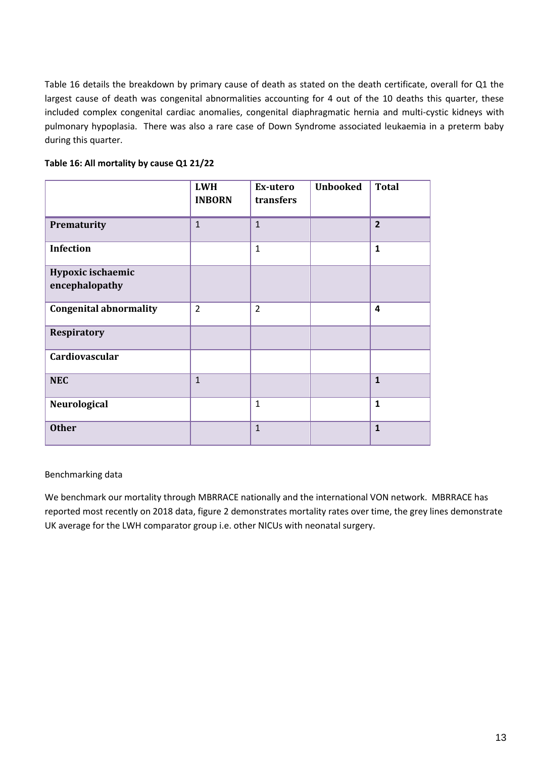Table 16 details the breakdown by primary cause of death as stated on the death certificate, overall for Q1 the largest cause of death was congenital abnormalities accounting for 4 out of the 10 deaths this quarter, these included complex congenital cardiac anomalies, congenital diaphragmatic hernia and multi-cystic kidneys with pulmonary hypoplasia. There was also a rare case of Down Syndrome associated leukaemia in a preterm baby during this quarter.

**Table 16: All mortality by cause Q1 21/22**

| | LWH INBORN | Ex-utero transfers | Unbooked | Total |
|---|---|---|---|---|
| **Prematurity** | 1 | 1 | | **2** |
| **Infection** | | 1 | | **1** |
| **Hypoxic ischaemic encephalopathy** | | | | |
| **Congenital abnormality** | 2 | 2 | | **4** |
| **Respiratory** | | | | |
| **Cardiovascular** | | | | |
| **NEC** | 1 | | | **1** |
| **Neurological** | | 1 | | **1** |
| **Other** | | 1 | | **1** |

Benchmarking data

We benchmark our mortality through MBRRACE nationally and the international VON network. MBRRACE has reported most recently on 2018 data, figure 2 demonstrates mortality rates over time, the grey lines demonstrate UK average for the LWH comparator group i.e. other NICUs with neonatal surgery.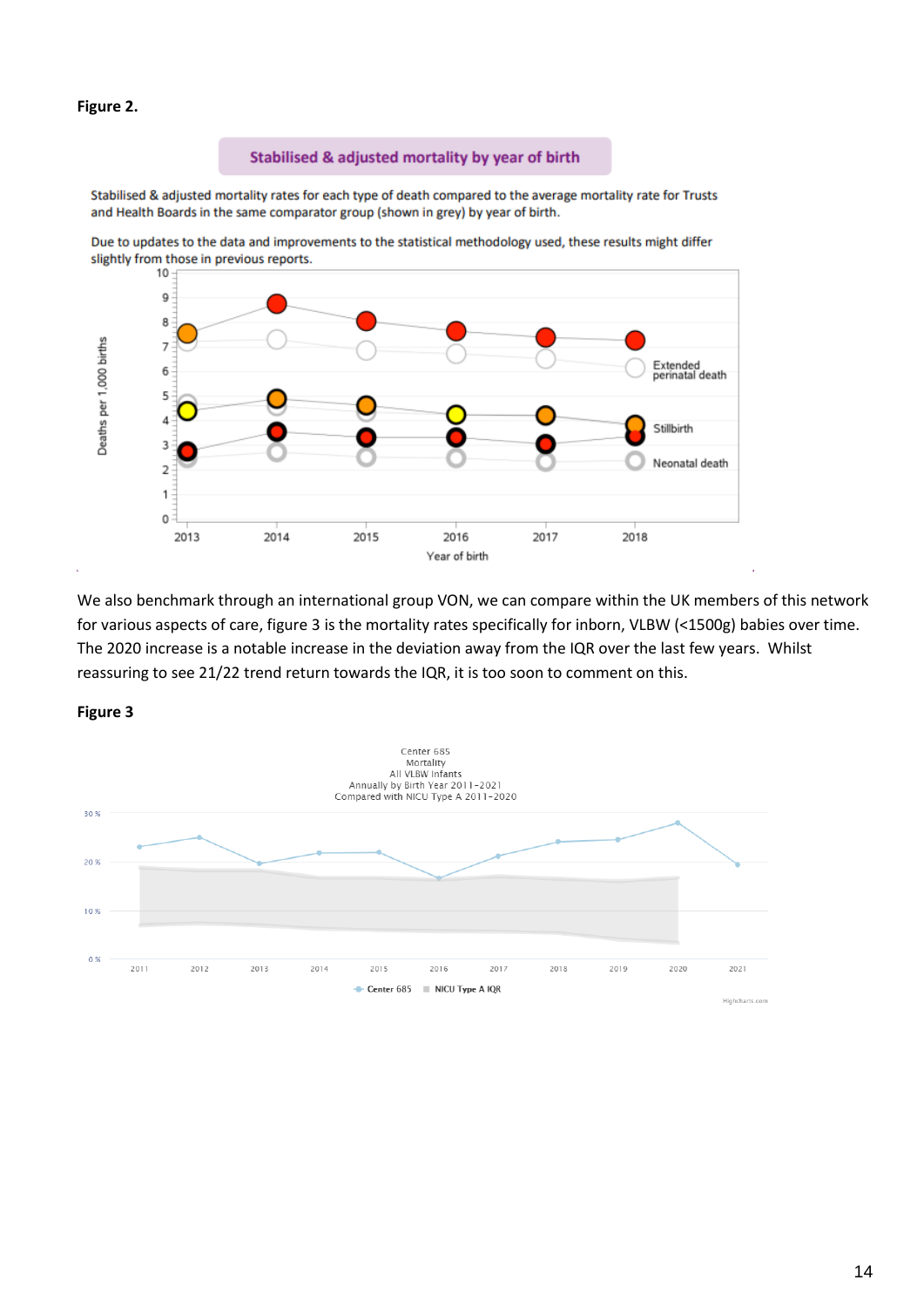**Figure 2.**

Stabilised & adjusted mortality by year of birth

Stabilised & adjusted mortality rates for each type of death compared to the average mortality rate for Trusts and Health Boards in the same comparator group (shown in grey) by year of birth.

Due to updates to the data and improvements to the statistical methodology used, these results might differ slightly from those in previous reports.

We also benchmark through an international group VON, we can compare within the UK members of this network for various aspects of care, figure 3 is the mortality rates specifically for inborn, VLBW (<1500g) babies over time. The 2020 increase is a notable increase in the deviation away from the IQR over the last few years. Whilst reassuring to see 21/22 trend return towards the IQR, it is too soon to comment on this.

**Figure 3**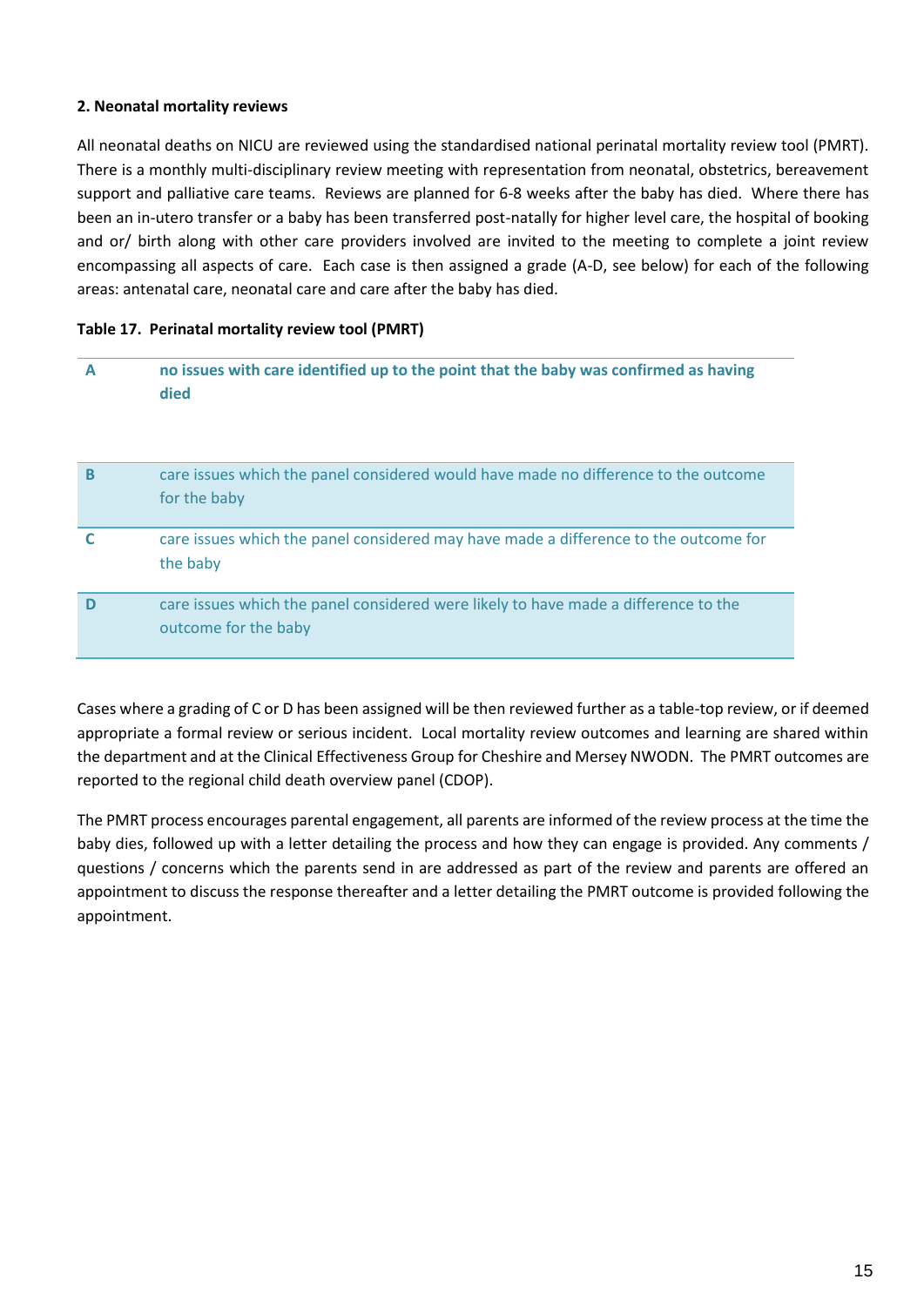**2. Neonatal mortality reviews**

All neonatal deaths on NICU are reviewed using the standardised national perinatal mortality review tool (PMRT). There is a monthly multi-disciplinary review meeting with representation from neonatal, obstetrics, bereavement support and palliative care teams. Reviews are planned for 6-8 weeks after the baby has died. Where there has been an in-utero transfer or a baby has been transferred post-natally for higher level care, the hospital of booking and or/ birth along with other care providers involved are invited to the meeting to complete a joint review encompassing all aspects of care. Each case is then assigned a grade (A-D, see below) for each of the following areas: antenatal care, neonatal care and care after the baby has died.

**Table 17. Perinatal mortality review tool (PMRT)**

| | |
|---|---|
| **A** | **no issues with care identified up to the point that the baby was confirmed as having died** |
| **B** | care issues which the panel considered would have made no difference to the outcome for the baby |
| **C** | care issues which the panel considered may have made a difference to the outcome for the baby |
| **D** | care issues which the panel considered were likely to have made a difference to the outcome for the baby |

Cases where a grading of C or D has been assigned will be then reviewed further as a table-top review, or if deemed appropriate a formal review or serious incident. Local mortality review outcomes and learning are shared within the department and at the Clinical Effectiveness Group for Cheshire and Mersey NWODN. The PMRT outcomes are reported to the regional child death overview panel (CDOP).

The PMRT process encourages parental engagement, all parents are informed of the review process at the time the baby dies, followed up with a letter detailing the process and how they can engage is provided. Any comments / questions / concerns which the parents send in are addressed as part of the review and parents are offered an appointment to discuss the response thereafter and a letter detailing the PMRT outcome is provided following the appointment.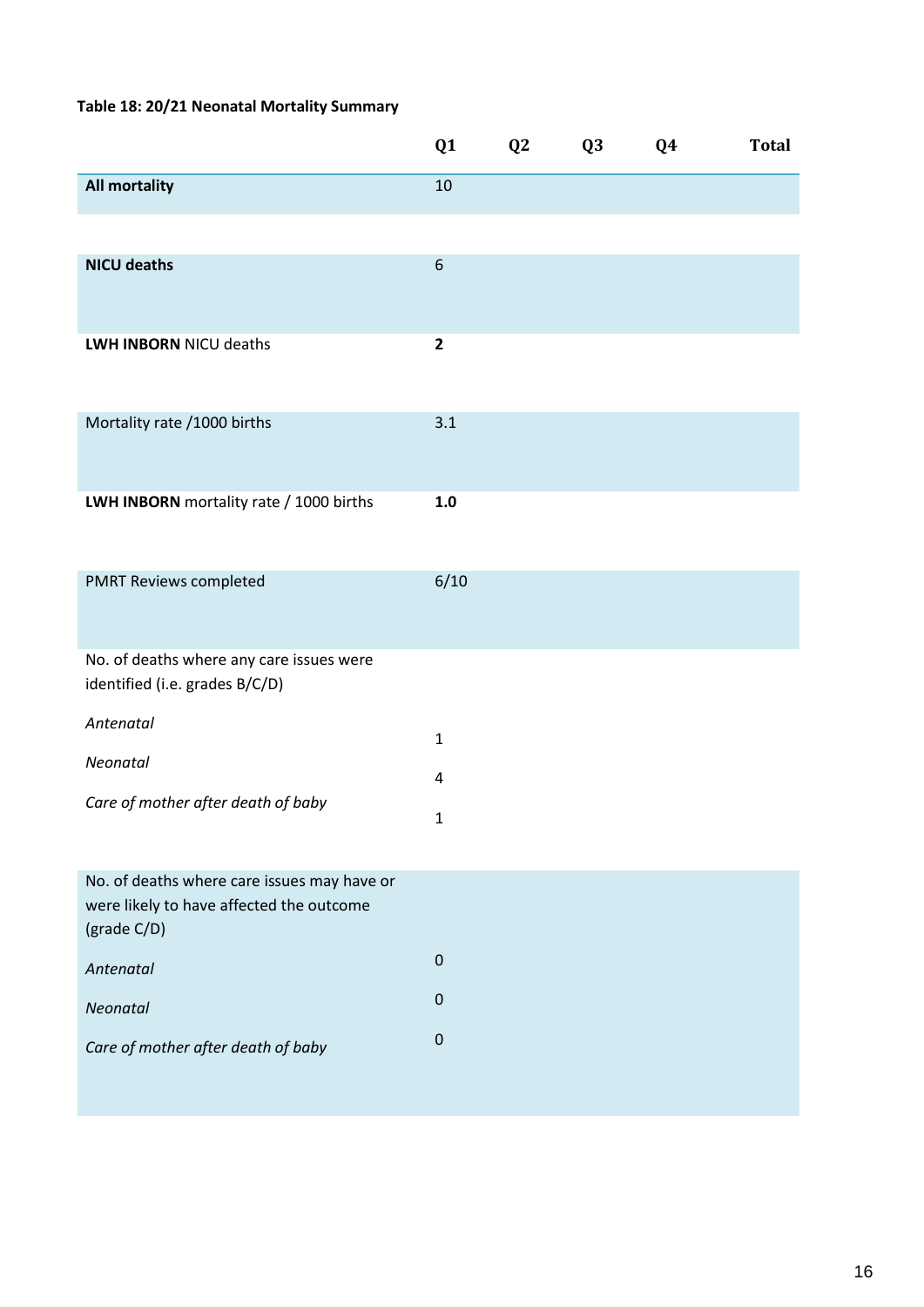**Table 18: 20/21 Neonatal Mortality Summary**

| | Q1 | Q2 | Q3 | Q4 | Total |
|---|---|---|---|---|---|
| **All mortality** | 10 | | | | |
| **NICU deaths** | 6 | | | | |
| **LWH INBORN** NICU deaths | **2** | | | | |
| Mortality rate /1000 births | 3.1 | | | | |
| **LWH INBORN** mortality rate / 1000 births | **1.0** | | | | |
| PMRT Reviews completed | 6/10 | | | | |
| No. of deaths where any care issues were identified (i.e. grades B/C/D) | | | | | |
| *Antenatal* | 1 | | | | |
| *Neonatal* | 4 | | | | |
| *Care of mother after death of baby* | 1 | | | | |
| No. of deaths where care issues may have or were likely to have affected the outcome (grade C/D) | | | | | |
| *Antenatal* | 0 | | | | |
| *Neonatal* | 0 | | | | |
| *Care of mother after death of baby* | 0 | | | | |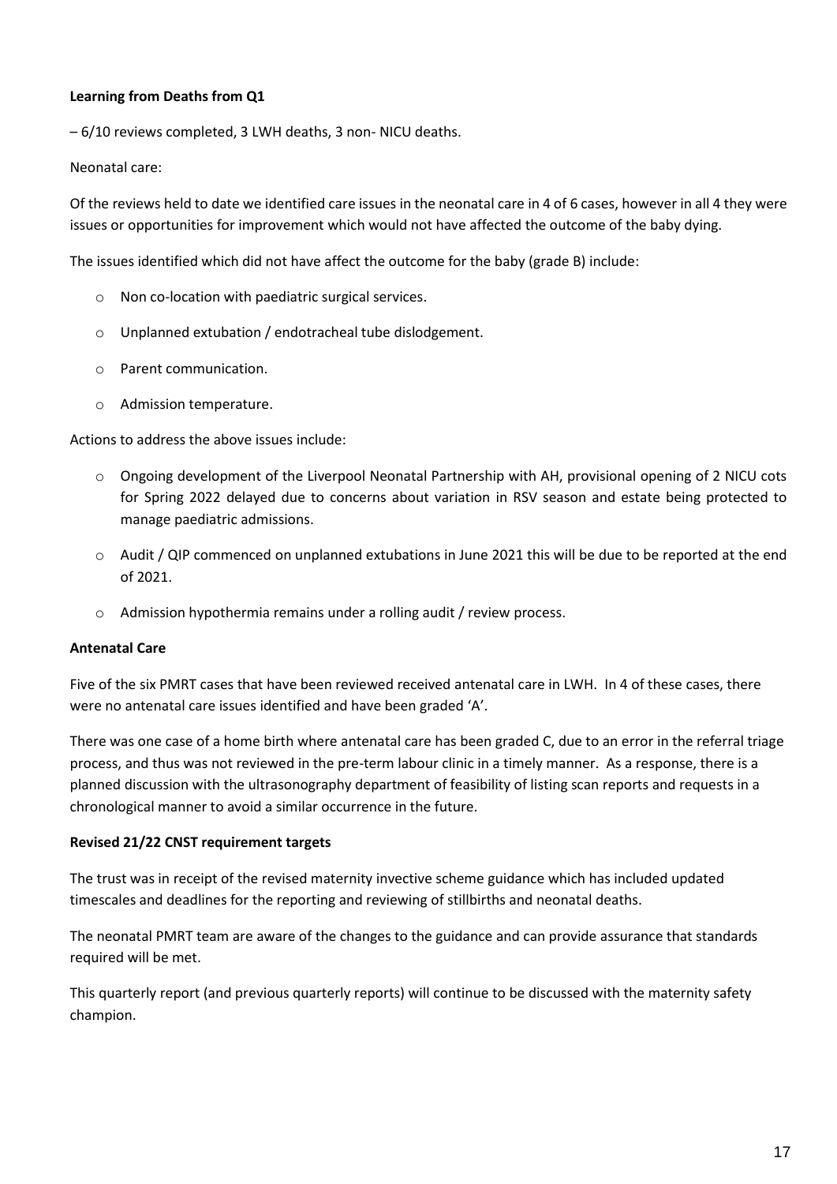**Learning from Deaths from Q1**

– 6/10 reviews completed, 3 LWH deaths, 3 non- NICU deaths.

Neonatal care:

Of the reviews held to date we identified care issues in the neonatal care in 4 of 6 cases, however in all 4 they were issues or opportunities for improvement which would not have affected the outcome of the baby dying.

The issues identified which did not have affect the outcome for the baby (grade B) include:

- Non co-location with paediatric surgical services.
- Unplanned extubation / endotracheal tube dislodgement.
- Parent communication.
- Admission temperature.

Actions to address the above issues include:

- Ongoing development of the Liverpool Neonatal Partnership with AH, provisional opening of 2 NICU cots for Spring 2022 delayed due to concerns about variation in RSV season and estate being protected to manage paediatric admissions.
- Audit / QIP commenced on unplanned extubations in June 2021 this will be due to be reported at the end of 2021.
- Admission hypothermia remains under a rolling audit / review process.

**Antenatal Care**

Five of the six PMRT cases that have been reviewed received antenatal care in LWH. In 4 of these cases, there were no antenatal care issues identified and have been graded 'A'.

There was one case of a home birth where antenatal care has been graded C, due to an error in the referral triage process, and thus was not reviewed in the pre-term labour clinic in a timely manner. As a response, there is a planned discussion with the ultrasonography department of feasibility of listing scan reports and requests in a chronological manner to avoid a similar occurrence in the future.

**Revised 21/22 CNST requirement targets**

The trust was in receipt of the revised maternity invective scheme guidance which has included updated timescales and deadlines for the reporting and reviewing of stillbirths and neonatal deaths.

The neonatal PMRT team are aware of the changes to the guidance and can provide assurance that standards required will be met.

This quarterly report (and previous quarterly reports) will continue to be discussed with the maternity safety champion.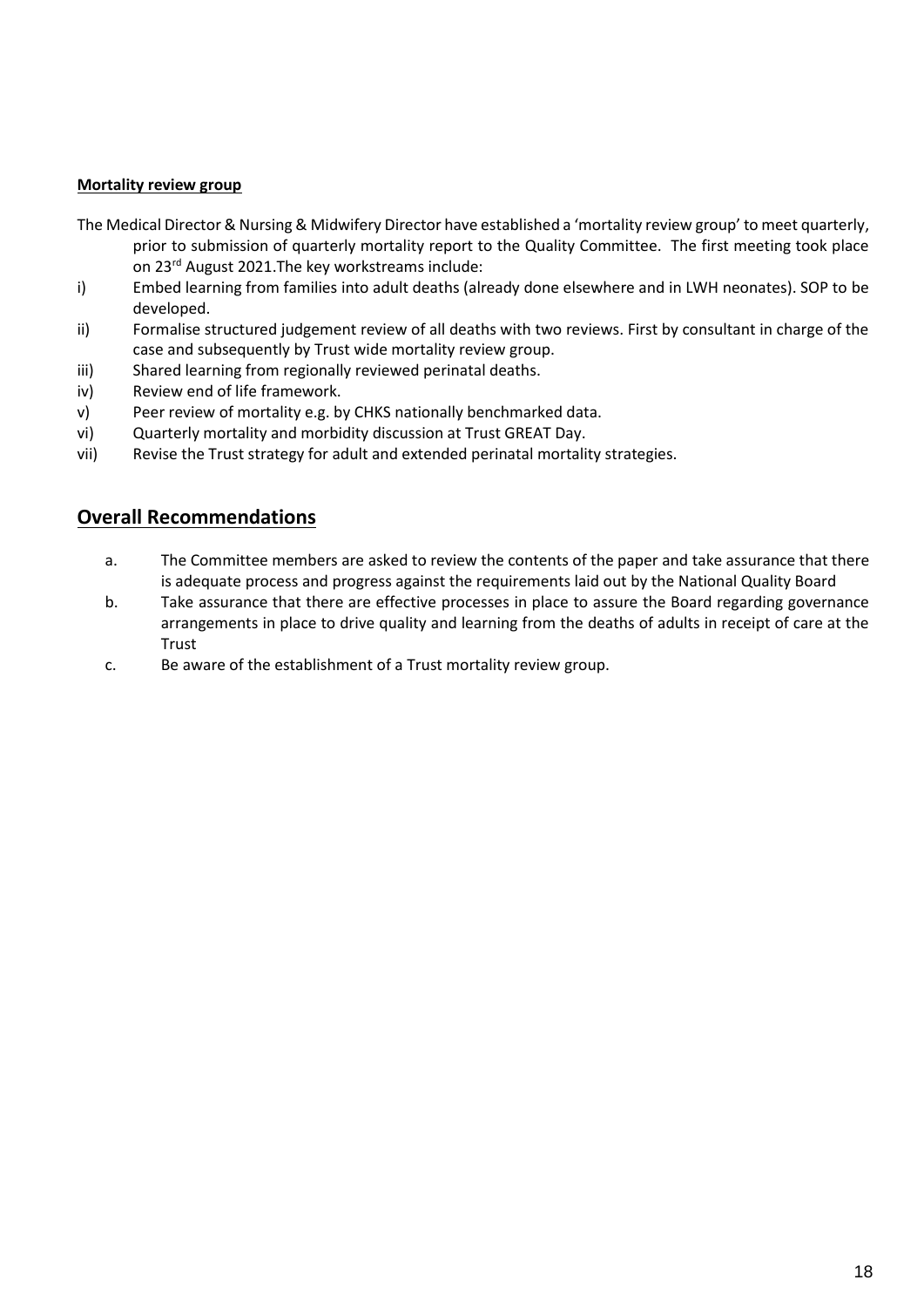**Mortality review group**

The Medical Director & Nursing & Midwifery Director have established a 'mortality review group' to meet quarterly, prior to submission of quarterly mortality report to the Quality Committee. The first meeting took place on 23rd August 2021.The key workstreams include:

i) Embed learning from families into adult deaths (already done elsewhere and in LWH neonates). SOP to be developed.
ii) Formalise structured judgement review of all deaths with two reviews. First by consultant in charge of the case and subsequently by Trust wide mortality review group.
iii) Shared learning from regionally reviewed perinatal deaths.
iv) Review end of life framework.
v) Peer review of mortality e.g. by CHKS nationally benchmarked data.
vi) Quarterly mortality and morbidity discussion at Trust GREAT Day.
vii) Revise the Trust strategy for adult and extended perinatal mortality strategies.

## Overall Recommendations

a. The Committee members are asked to review the contents of the paper and take assurance that there is adequate process and progress against the requirements laid out by the National Quality Board
b. Take assurance that there are effective processes in place to assure the Board regarding governance arrangements in place to drive quality and learning from the deaths of adults in receipt of care at the Trust
c. Be aware of the establishment of a Trust mortality review group.